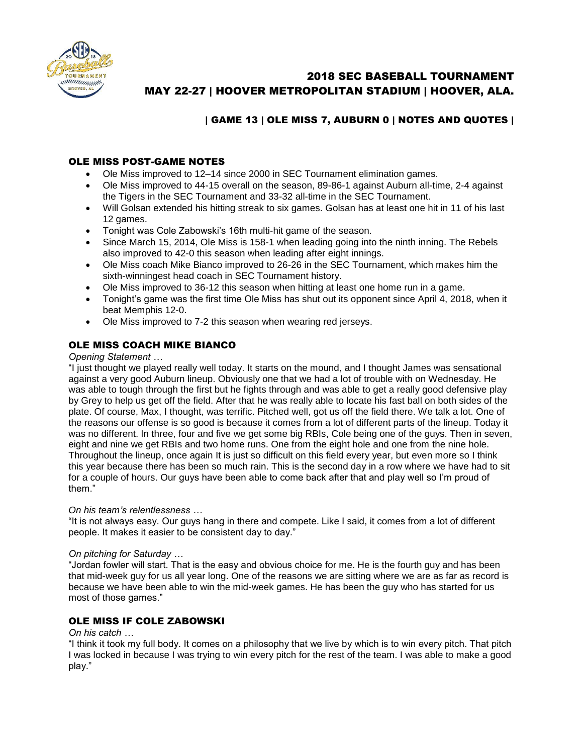# 2018 SEC BASEBALL TOURNAMENT

## MAY 22-27 | HOOVER METROPOLITAN STADIUM | HOOVER, ALA.

### | GAME 13 | OLE MISS 7, AUBURN 0 | NOTES AND QUOTES |

## OLE MISS POST-GAME NOTES

- Ole Miss improved to 12–14 since 2000 in SEC Tournament elimination games.
- Ole Miss improved to 44-15 overall on the season, 89-86-1 against Auburn all-time, 2-4 against the Tigers in the SEC Tournament and 33-32 all-time in the SEC Tournament.
- Will Golsan extended his hitting streak to six games. Golsan has at least one hit in 11 of his last 12 games.
- Tonight was Cole Zabowski's 16th multi-hit game of the season.
- Since March 15, 2014, Ole Miss is 158-1 when leading going into the ninth inning. The Rebels also improved to 42-0 this season when leading after eight innings.
- Ole Miss coach Mike Bianco improved to 26-26 in the SEC Tournament, which makes him the sixth-winningest head coach in SEC Tournament history.
- Ole Miss improved to 36-12 this season when hitting at least one home run in a game.
- Tonight's game was the first time Ole Miss has shut out its opponent since April 4, 2018, when it beat Memphis 12-0.
- Ole Miss improved to 7-2 this season when wearing red jerseys.

## OLE MISS COACH MIKE BIANCO

*Opening Statement …*

"I just thought we played really well today. It starts on the mound, and I thought James was sensational against a very good Auburn lineup. Obviously one that we had a lot of trouble with on Wednesday. He was able to tough through the first but he fights through and was able to get a really good defensive play by Grey to help us get off the field. After that he was really able to locate his fast ball on both sides of the plate. Of course, Max, I thought, was terrific. Pitched well, got us off the field there. We talk a lot. One of the reasons our offense is so good is because it comes from a lot of different parts of the lineup. Today it was no different. In three, four and five we get some big RBIs, Cole being one of the guys. Then in seven, eight and nine we get RBIs and two home runs. One from the eight hole and one from the nine hole. Throughout the lineup, once again It is just so difficult on this field every year, but even more so I think this year because there has been so much rain. This is the second day in a row where we have had to sit for a couple of hours. Our guys have been able to come back after that and play well so I'm proud of them."

*On his team's relentlessness …*

"It is not always easy. Our guys hang in there and compete. Like I said, it comes from a lot of different people. It makes it easier to be consistent day to day."

*On pitching for Saturday …*

"Jordan fowler will start. That is the easy and obvious choice for me. He is the fourth guy and has been that mid-week guy for us all year long. One of the reasons we are sitting where we are as far as record is because we have been able to win the mid-week games. He has been the guy who has started for us most of those games."

## OLE MISS IF COLE ZABOWSKI

*On his catch …*

"I think it took my full body. It comes on a philosophy that we live by which is to win every pitch. That pitch I was locked in because I was trying to win every pitch for the rest of the team. I was able to make a good play."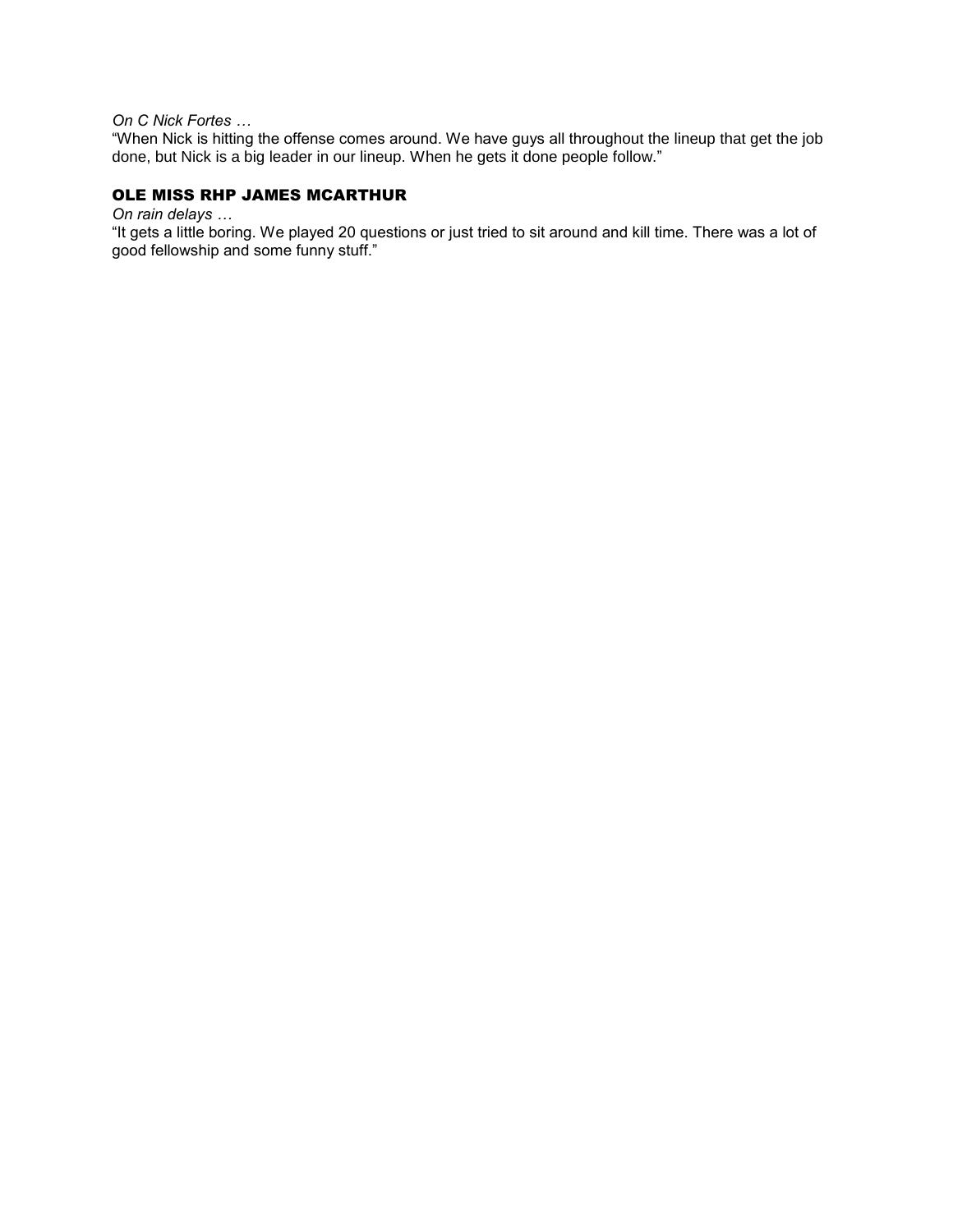*On C Nick Fortes …*

"When Nick is hitting the offense comes around. We have guys all throughout the lineup that get the job done, but Nick is a big leader in our lineup. When he gets it done people follow."

## OLE MISS RHP JAMES MCARTHUR

*On rain delays …*

"It gets a little boring. We played 20 questions or just tried to sit around and kill time. There was a lot of good fellowship and some funny stuff."